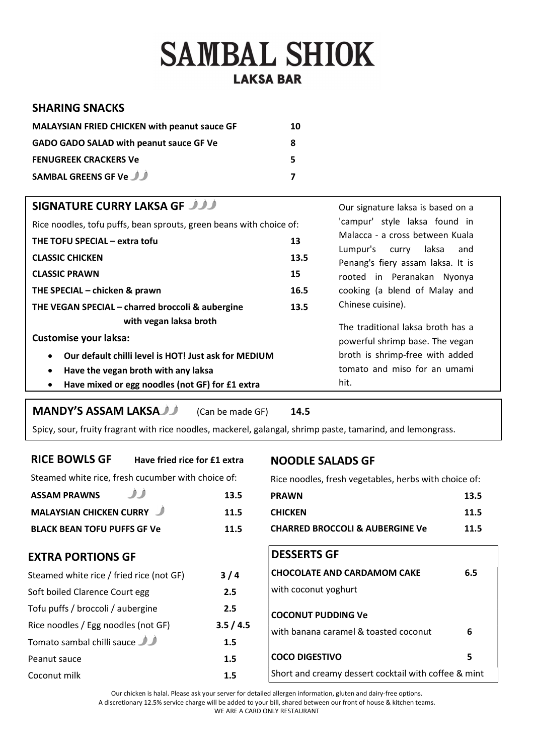# SAMBAL SHIOK

## LAKSA BAR

## SHARING SNACKS

| Item | Price |
|---|---|
| **MALAYSIAN FRIED CHICKEN with peanut sauce GF** | **10** |
| **GADO GADO SALAD with peanut sauce GF Ve** | **8** |
| **FENUGREEK CRACKERS Ve** | **5** |
| **SAMBAL GREENS GF Ve** 🌶🌶 | **7** |

## SIGNATURE CURRY LAKSA GF 🌶🌶🌶

Rice noodles, tofu puffs, bean sprouts, green beans with choice of:

| Item | Price |
|---|---|
| **THE TOFU SPECIAL – extra tofu** | **13** |
| **CLASSIC CHICKEN** | **13.5** |
| **CLASSIC PRAWN** | **15** |
| **THE SPECIAL – chicken & prawn** | **16.5** |
| **THE VEGAN SPECIAL – charred broccoli & aubergine with vegan laksa broth** | **13.5** |

**Customise your laksa:**

- **Our default chilli level is HOT! Just ask for MEDIUM**
- **Have the vegan broth with any laksa**
- **Have mixed or egg noodles (not GF) for £1 extra**

Our signature laksa is based on a 'campur' style laksa found in Malacca - a cross between Kuala Lumpur's curry laksa and Penang's fiery assam laksa. It is rooted in Peranakan Nyonya cooking (a blend of Malay and Chinese cuisine).

The traditional laksa broth has a powerful shrimp base. The vegan broth is shrimp-free with added tomato and miso for an umami hit.

## MANDY'S ASSAM LAKSA 🌶🌶 (Can be made GF) **14.5**

Spicy, sour, fruity fragrant with rice noodles, mackerel, galangal, shrimp paste, tamarind, and lemongrass.

## RICE BOWLS GF **Have fried rice for £1 extra**

Steamed white rice, fresh cucumber with choice of:

| Item | Price |
|---|---|
| **ASSAM PRAWNS** 🌶🌶 | **13.5** |
| **MALAYSIAN CHICKEN CURRY** 🌶 | **11.5** |
| **BLACK BEAN TOFU PUFFS GF Ve** | **11.5** |

## EXTRA PORTIONS GF

| Item | Price |
|---|---|
| Steamed white rice / fried rice (not GF) | **3 / 4** |
| Soft boiled Clarence Court egg | **2.5** |
| Tofu puffs / broccoli / aubergine | **2.5** |
| Rice noodles / Egg noodles (not GF) | **3.5 / 4.5** |
| Tomato sambal chilli sauce 🌶🌶 | **1.5** |
| Peanut sauce | **1.5** |
| Coconut milk | **1.5** |

## NOODLE SALADS GF

Rice noodles, fresh vegetables, herbs with choice of:

| Item | Price |
|---|---|
| **PRAWN** | **13.5** |
| **CHICKEN** | **11.5** |
| **CHARRED BROCCOLI & AUBERGINE Ve** | **11.5** |

## DESSERTS GF

| Item | Price |
|---|---|
| **CHOCOLATE AND CARDAMOM CAKE** with coconut yoghurt | **6.5** |
| **COCONUT PUDDING Ve** with banana caramel & toasted coconut | **6** |
| **COCO DIGESTIVO** Short and creamy dessert cocktail with coffee & mint | **5** |

Our chicken is halal. Please ask your server for detailed allergen information, gluten and dairy-free options.
A discretionary 12.5% service charge will be added to your bill, shared between our front of house & kitchen teams.
WE ARE A CARD ONLY RESTAURANT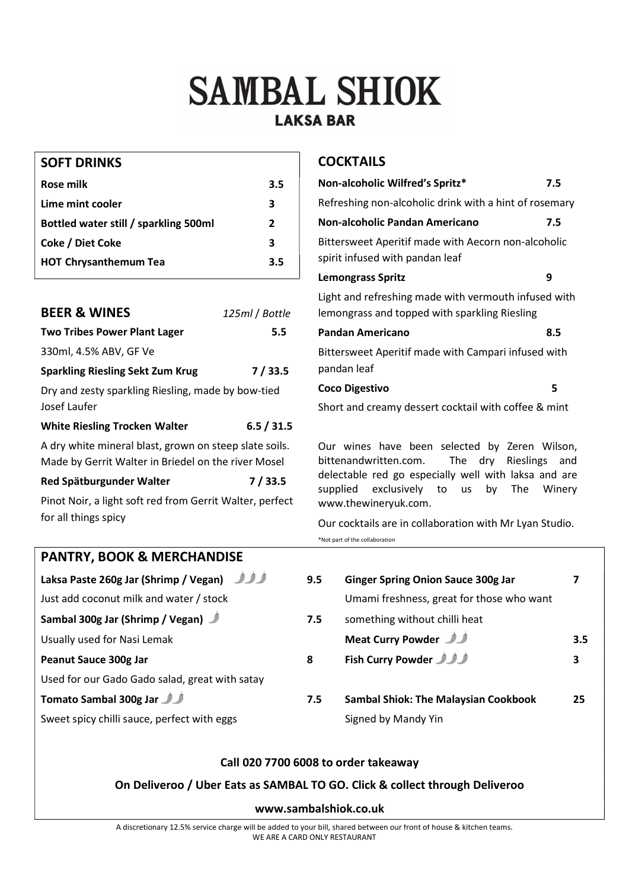# SAMBAL SHIOK

## LAKSA BAR

## SOFT DRINKS

| | |
|---|---|
| **Rose milk** | **3.5** |
| **Lime mint cooler** | **3** |
| **Bottled water still / sparkling 500ml** | **2** |
| **Coke / Diet Coke** | **3** |
| **HOT Chrysanthemum Tea** | **3.5** |

## BEER & WINES *125ml / Bottle*

**Two Tribes Power Plant Lager** **5.5**

330ml, 4.5% ABV, GF Ve

**Sparkling Riesling Sekt Zum Krug** **7 / 33.5**

Dry and zesty sparkling Riesling, made by bow-tied Josef Laufer

**White Riesling Trocken Walter** **6.5 / 31.5**

A dry white mineral blast, grown on steep slate soils. Made by Gerrit Walter in Briedel on the river Mosel

**Red Spätburgunder Walter** **7 / 33.5**

Pinot Noir, a light soft red from Gerrit Walter, perfect for all things spicy

## COCKTAILS

**Non-alcoholic Wilfred's Spritz*** **7.5**

Refreshing non-alcoholic drink with a hint of rosemary

**Non-alcoholic Pandan Americano** **7.5**

Bittersweet Aperitif made with Aecorn non-alcoholic spirit infused with pandan leaf

**Lemongrass Spritz** **9**

Light and refreshing made with vermouth infused with lemongrass and topped with sparkling Riesling

**Pandan Americano** **8.5**

Bittersweet Aperitif made with Campari infused with pandan leaf

**Coco Digestivo** **5**

Short and creamy dessert cocktail with coffee & mint

Our wines have been selected by Zeren Wilson, bittenandwritten.com. The dry Rieslings and delectable red go especially well with laksa and are supplied exclusively to us by The Winery www.thewineryuk.com.

Our cocktails are in collaboration with Mr Lyan Studio.

*Not part of the collaboration

## PANTRY, BOOK & MERCHANDISE

**Laksa Paste 260g Jar (Shrimp / Vegan)** 🌶🌶🌶 **9.5**

Just add coconut milk and water / stock

**Sambal 300g Jar (Shrimp / Vegan)** 🌶 **7.5**

Usually used for Nasi Lemak

**Peanut Sauce 300g Jar** **8**

Used for our Gado Gado salad, great with satay

**Tomato Sambal 300g Jar** 🌶🌶 **7.5**

Sweet spicy chilli sauce, perfect with eggs

**Ginger Spring Onion Sauce 300g Jar** **7**

Umami freshness, great for those who want something without chilli heat

**Meat Curry Powder** 🌶🌶 **3.5**

**Fish Curry Powder** 🌶🌶🌶 **3**

**Sambal Shiok: The Malaysian Cookbook** **25**

Signed by Mandy Yin

**Call 020 7700 6008 to order takeaway**

**On Deliveroo / Uber Eats as SAMBAL TO GO. Click & collect through Deliveroo**

**www.sambalshiok.co.uk**

A discretionary 12.5% service charge will be added to your bill, shared between our front of house & kitchen teams.
WE ARE A CARD ONLY RESTAURANT